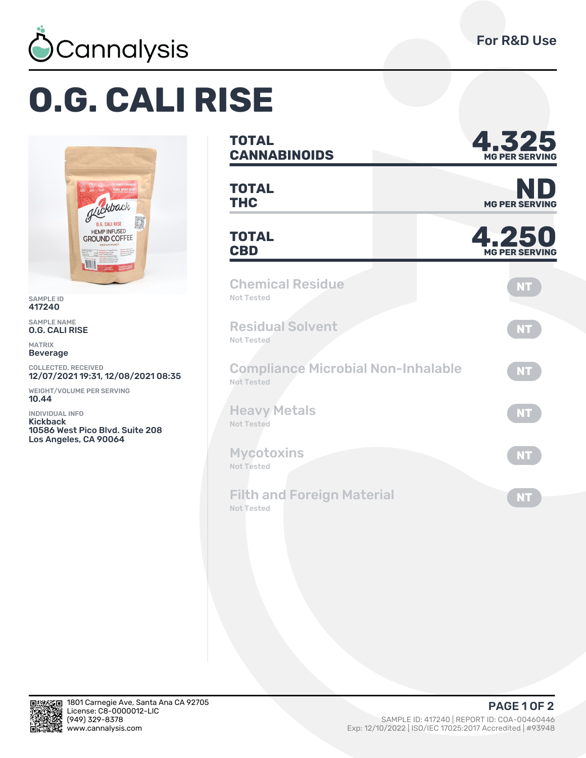Cannalysis

For R&D Use

# O.G. CALI RISE

SAMPLE ID
**417240**

SAMPLE NAME
**O.G. CALI RISE**

MATRIX
**Beverage**

COLLECTED, RECEIVED
**12/07/2021 19:31, 12/08/2021 08:35**

WEIGHT/VOLUME PER SERVING
**10.44**

INDIVIDUAL INFO
**Kickback**
**10586 West Pico Blvd. Suite 208**
**Los Angeles, CA 90064**

| | | |
|---|---|---|
| **TOTAL CANNABINOIDS** | **4.325** | MG PER SERVING |
| **TOTAL THC** | **ND** | MG PER SERVING |
| **TOTAL CBD** | **4.250** | MG PER SERVING |

| Test | Status | Result |
|---|---|---|
| Chemical Residue | Not Tested | NT |
| Residual Solvent | Not Tested | NT |
| Compliance Microbial Non-Inhalable | Not Tested | NT |
| Heavy Metals | Not Tested | NT |
| Mycotoxins | Not Tested | NT |
| Filth and Foreign Material | Not Tested | NT |

1801 Carnegie Ave, Santa Ana CA 92705
License: C8-0000012-LIC
(949) 329-8378
www.cannalysis.com

SAMPLE ID: 417240 | REPORT ID: COA-00460446
Exp: 12/10/2022 | ISO/IEC 17025:2017 Accredited | #93948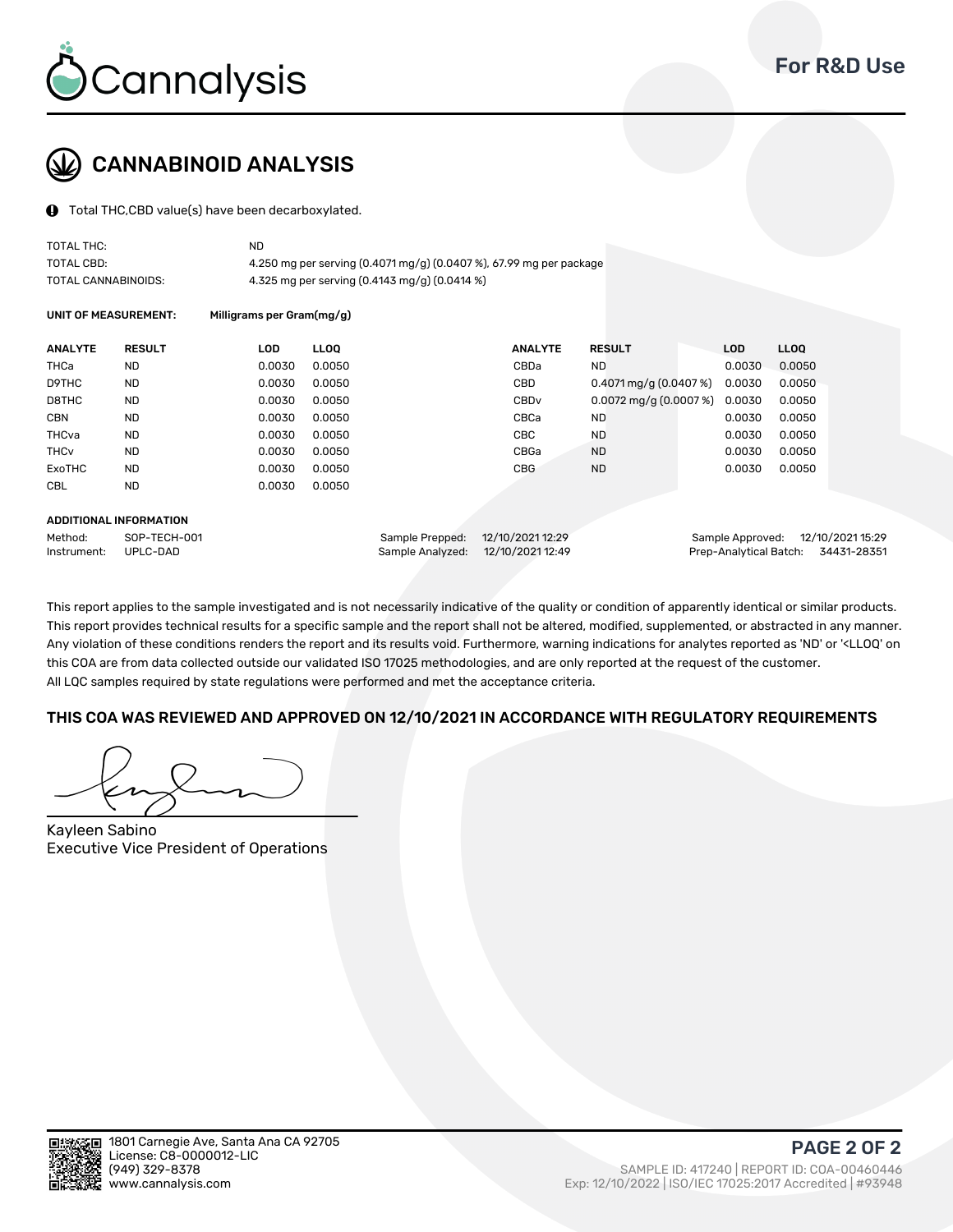Cannalysis

For R&D Use

## CANNABINOID ANALYSIS

Total THC,CBD value(s) have been decarboxylated.

| | |
|---|---|
| TOTAL THC: | ND |
| TOTAL CBD: | 4.250 mg per serving (0.4071 mg/g) (0.0407 %), 67.99 mg per package |
| TOTAL CANNABINOIDS: | 4.325 mg per serving (0.4143 mg/g) (0.0414 %) |

**UNIT OF MEASUREMENT:** **Milligrams per Gram(mg/g)**

| ANALYTE | RESULT | LOD | LLOQ | ANALYTE | RESULT | LOD | LLOQ |
|---|---|---|---|---|---|---|---|
| THCa | ND | 0.0030 | 0.0050 | CBDa | ND | 0.0030 | 0.0050 |
| D9THC | ND | 0.0030 | 0.0050 | CBD | 0.4071 mg/g (0.0407 %) | 0.0030 | 0.0050 |
| D8THC | ND | 0.0030 | 0.0050 | CBDv | 0.0072 mg/g (0.0007 %) | 0.0030 | 0.0050 |
| CBN | ND | 0.0030 | 0.0050 | CBCa | ND | 0.0030 | 0.0050 |
| THCva | ND | 0.0030 | 0.0050 | CBC | ND | 0.0030 | 0.0050 |
| THCv | ND | 0.0030 | 0.0050 | CBGa | ND | 0.0030 | 0.0050 |
| ExoTHC | ND | 0.0030 | 0.0050 | CBG | ND | 0.0030 | 0.0050 |
| CBL | ND | 0.0030 | 0.0050 | | | | |

**ADDITIONAL INFORMATION**

| | | | | | |
|---|---|---|---|---|---|
| Method: | SOP-TECH-001 | Sample Prepped: | 12/10/2021 12:29 | Sample Approved: | 12/10/2021 15:29 |
| Instrument: | UPLC-DAD | Sample Analyzed: | 12/10/2021 12:49 | Prep-Analytical Batch: | 34431-28351 |

This report applies to the sample investigated and is not necessarily indicative of the quality or condition of apparently identical or similar products. This report provides technical results for a specific sample and the report shall not be altered, modified, supplemented, or abstracted in any manner. Any violation of these conditions renders the report and its results void. Furthermore, warning indications for analytes reported as 'ND' or '<LLOQ' on this COA are from data collected outside our validated ISO 17025 methodologies, and are only reported at the request of the customer. All LQC samples required by state regulations were performed and met the acceptance criteria.

**THIS COA WAS REVIEWED AND APPROVED ON 12/10/2021 IN ACCORDANCE WITH REGULATORY REQUIREMENTS**

Kayleen Sabino
Executive Vice President of Operations

1801 Carnegie Ave, Santa Ana CA 92705
License: C8-0000012-LIC
(949) 329-8378
www.cannalysis.com

SAMPLE ID: 417240 | REPORT ID: COA-00460446
Exp: 12/10/2022 | ISO/IEC 17025:2017 Accredited | #93948